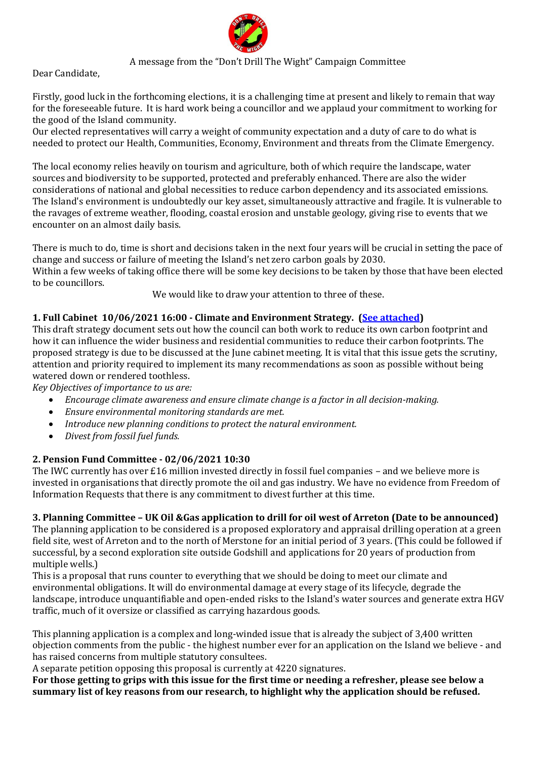A message from the "Don't Drill The Wight" Campaign Committee

Dear Candidate,

Firstly, good luck in the forthcoming elections, it is a challenging time at present and likely to remain that way for the foreseeable future. It is hard work being a councillor and we applaud your commitment to working for the good of the Island community.
Our elected representatives will carry a weight of community expectation and a duty of care to do what is needed to protect our Health, Communities, Economy, Environment and threats from the Climate Emergency.

The local economy relies heavily on tourism and agriculture, both of which require the landscape, water sources and biodiversity to be supported, protected and preferably enhanced. There are also the wider considerations of national and global necessities to reduce carbon dependency and its associated emissions. The Island's environment is undoubtedly our key asset, simultaneously attractive and fragile. It is vulnerable to the ravages of extreme weather, flooding, coastal erosion and unstable geology, giving rise to events that we encounter on an almost daily basis.

There is much to do, time is short and decisions taken in the next four years will be crucial in setting the pace of change and success or failure of meeting the Island's net zero carbon goals by 2030.
Within a few weeks of taking office there will be some key decisions to be taken by those that have been elected to be councillors.

We would like to draw your attention to three of these.

**1. Full Cabinet 10/06/2021 16:00 - Climate and Environment Strategy. (See attached)**

This draft strategy document sets out how the council can both work to reduce its own carbon footprint and how it can influence the wider business and residential communities to reduce their carbon footprints. The proposed strategy is due to be discussed at the June cabinet meeting. It is vital that this issue gets the scrutiny, attention and priority required to implement its many recommendations as soon as possible without being watered down or rendered toothless.

*Key Objectives of importance to us are:*

- *Encourage climate awareness and ensure climate change is a factor in all decision-making.*
- *Ensure environmental monitoring standards are met.*
- *Introduce new planning conditions to protect the natural environment.*
- *Divest from fossil fuel funds.*

**2. Pension Fund Committee - 02/06/2021 10:30**

The IWC currently has over £16 million invested directly in fossil fuel companies – and we believe more is invested in organisations that directly promote the oil and gas industry. We have no evidence from Freedom of Information Requests that there is any commitment to divest further at this time.

**3. Planning Committee – UK Oil &Gas application to drill for oil west of Arreton (Date to be announced)**

The planning application to be considered is a proposed exploratory and appraisal drilling operation at a green field site, west of Arreton and to the north of Merstone for an initial period of 3 years. (This could be followed if successful, by a second exploration site outside Godshill and applications for 20 years of production from multiple wells.)

This is a proposal that runs counter to everything that we should be doing to meet our climate and environmental obligations. It will do environmental damage at every stage of its lifecycle, degrade the landscape, introduce unquantifiable and open-ended risks to the Island's water sources and generate extra HGV traffic, much of it oversize or classified as carrying hazardous goods.

This planning application is a complex and long-winded issue that is already the subject of 3,400 written objection comments from the public - the highest number ever for an application on the Island we believe - and has raised concerns from multiple statutory consultees.
A separate petition opposing this proposal is currently at 4220 signatures.

**For those getting to grips with this issue for the first time or needing a refresher, please see below a summary list of key reasons from our research, to highlight why the application should be refused.**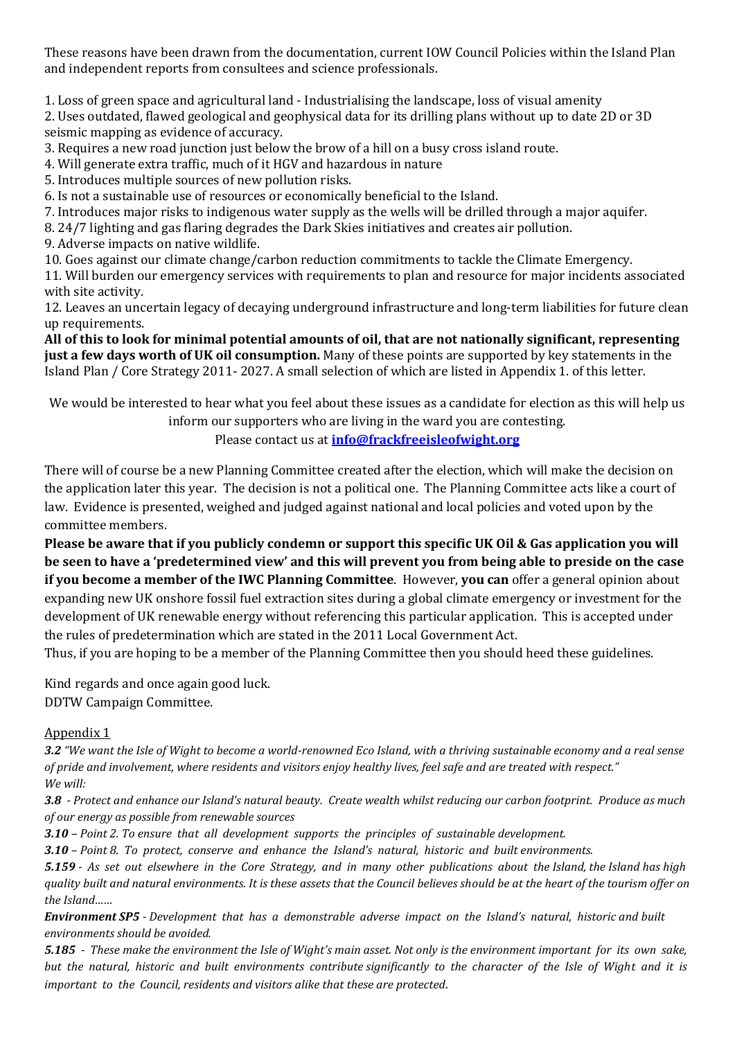These reasons have been drawn from the documentation, current IOW Council Policies within the Island Plan and independent reports from consultees and science professionals.

1. Loss of green space and agricultural land - Industrialising the landscape, loss of visual amenity
2. Uses outdated, flawed geological and geophysical data for its drilling plans without up to date 2D or 3D seismic mapping as evidence of accuracy.
3. Requires a new road junction just below the brow of a hill on a busy cross island route.
4. Will generate extra traffic, much of it HGV and hazardous in nature
5. Introduces multiple sources of new pollution risks.
6. Is not a sustainable use of resources or economically beneficial to the Island.
7. Introduces major risks to indigenous water supply as the wells will be drilled through a major aquifer.
8. 24/7 lighting and gas flaring degrades the Dark Skies initiatives and creates air pollution.
9. Adverse impacts on native wildlife.
10. Goes against our climate change/carbon reduction commitments to tackle the Climate Emergency.
11. Will burden our emergency services with requirements to plan and resource for major incidents associated with site activity.
12. Leaves an uncertain legacy of decaying underground infrastructure and long-term liabilities for future clean up requirements.

**All of this to look for minimal potential amounts of oil, that are not nationally significant, representing just a few days worth of UK oil consumption.** Many of these points are supported by key statements in the Island Plan / Core Strategy 2011- 2027. A small selection of which are listed in Appendix 1. of this letter.

We would be interested to hear what you feel about these issues as a candidate for election as this will help us inform our supporters who are living in the ward you are contesting.
Please contact us at **info@frackfreeisleofwight.org**

There will of course be a new Planning Committee created after the election, which will make the decision on the application later this year. The decision is not a political one. The Planning Committee acts like a court of law. Evidence is presented, weighed and judged against national and local policies and voted upon by the committee members.

**Please be aware that if you publicly condemn or support this specific UK Oil & Gas application you will be seen to have a 'predetermined view' and this will prevent you from being able to preside on the case if you become a member of the IWC Planning Committee**. However, **you can** offer a general opinion about expanding new UK onshore fossil fuel extraction sites during a global climate emergency or investment for the development of UK renewable energy without referencing this particular application. This is accepted under the rules of predetermination which are stated in the 2011 Local Government Act.
Thus, if you are hoping to be a member of the Planning Committee then you should heed these guidelines.

Kind regards and once again good luck.
DDTW Campaign Committee.

Appendix 1

***3.2** "We want the Isle of Wight to become a world-renowned Eco Island, with a thriving sustainable economy and a real sense of pride and involvement, where residents and visitors enjoy healthy lives, feel safe and are treated with respect."*
*We will:*

***3.8** - Protect and enhance our Island's natural beauty. Create wealth whilst reducing our carbon footprint. Produce as much of our energy as possible from renewable sources*

***3.10** – Point 2. To ensure that all development supports the principles of sustainable development.*

***3.10** – Point 8. To protect, conserve and enhance the Island's natural, historic and built environments.*

***5.159** - As set out elsewhere in the Core Strategy, and in many other publications about the Island, the Island has high quality built and natural environments. It is these assets that the Council believes should be at the heart of the tourism offer on the Island……*

***Environment SP5** - Development that has a demonstrable adverse impact on the Island's natural, historic and built environments should be avoided.*

***5.185** - These make the environment the Isle of Wight's main asset. Not only is the environment important for its own sake, but the natural, historic and built environments contribute significantly to the character of the Isle of Wight and it is important to the Council, residents and visitors alike that these are protected.*